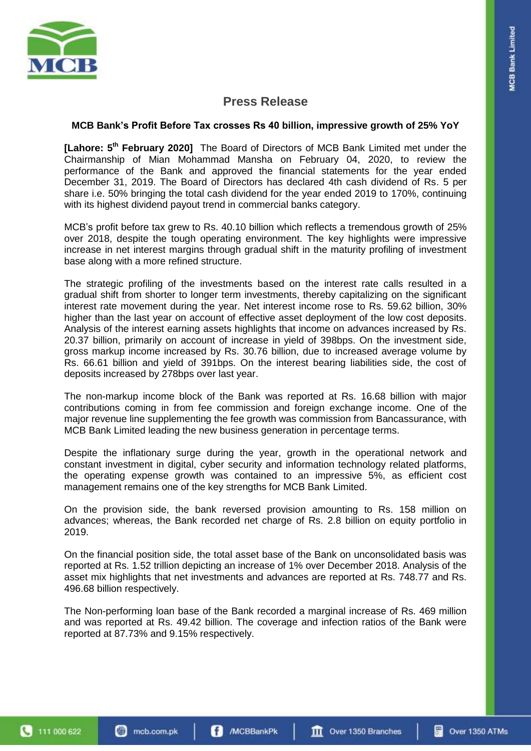# Press Release

**MCB Bank's Profit Before Tax crosses Rs 40 billion, impressive growth of 25% YoY**

**[Lahore: 5th February 2020]** The Board of Directors of MCB Bank Limited met under the Chairmanship of Mian Mohammad Mansha on February 04, 2020, to review the performance of the Bank and approved the financial statements for the year ended December 31, 2019. The Board of Directors has declared 4th cash dividend of Rs. 5 per share i.e. 50% bringing the total cash dividend for the year ended 2019 to 170%, continuing with its highest dividend payout trend in commercial banks category.

MCB's profit before tax grew to Rs. 40.10 billion which reflects a tremendous growth of 25% over 2018, despite the tough operating environment. The key highlights were impressive increase in net interest margins through gradual shift in the maturity profiling of investment base along with a more refined structure.

The strategic profiling of the investments based on the interest rate calls resulted in a gradual shift from shorter to longer term investments, thereby capitalizing on the significant interest rate movement during the year. Net interest income rose to Rs. 59.62 billion, 30% higher than the last year on account of effective asset deployment of the low cost deposits. Analysis of the interest earning assets highlights that income on advances increased by Rs. 20.37 billion, primarily on account of increase in yield of 398bps. On the investment side, gross markup income increased by Rs. 30.76 billion, due to increased average volume by Rs. 66.61 billion and yield of 391bps. On the interest bearing liabilities side, the cost of deposits increased by 278bps over last year.

The non-markup income block of the Bank was reported at Rs. 16.68 billion with major contributions coming in from fee commission and foreign exchange income. One of the major revenue line supplementing the fee growth was commission from Bancassurance, with MCB Bank Limited leading the new business generation in percentage terms.

Despite the inflationary surge during the year, growth in the operational network and constant investment in digital, cyber security and information technology related platforms, the operating expense growth was contained to an impressive 5%, as efficient cost management remains one of the key strengths for MCB Bank Limited.

On the provision side, the bank reversed provision amounting to Rs. 158 million on advances; whereas, the Bank recorded net charge of Rs. 2.8 billion on equity portfolio in 2019.

On the financial position side, the total asset base of the Bank on unconsolidated basis was reported at Rs. 1.52 trillion depicting an increase of 1% over December 2018. Analysis of the asset mix highlights that net investments and advances are reported at Rs. 748.77 and Rs. 496.68 billion respectively.

The Non-performing loan base of the Bank recorded a marginal increase of Rs. 469 million and was reported at Rs. 49.42 billion. The coverage and infection ratios of the Bank were reported at 87.73% and 9.15% respectively.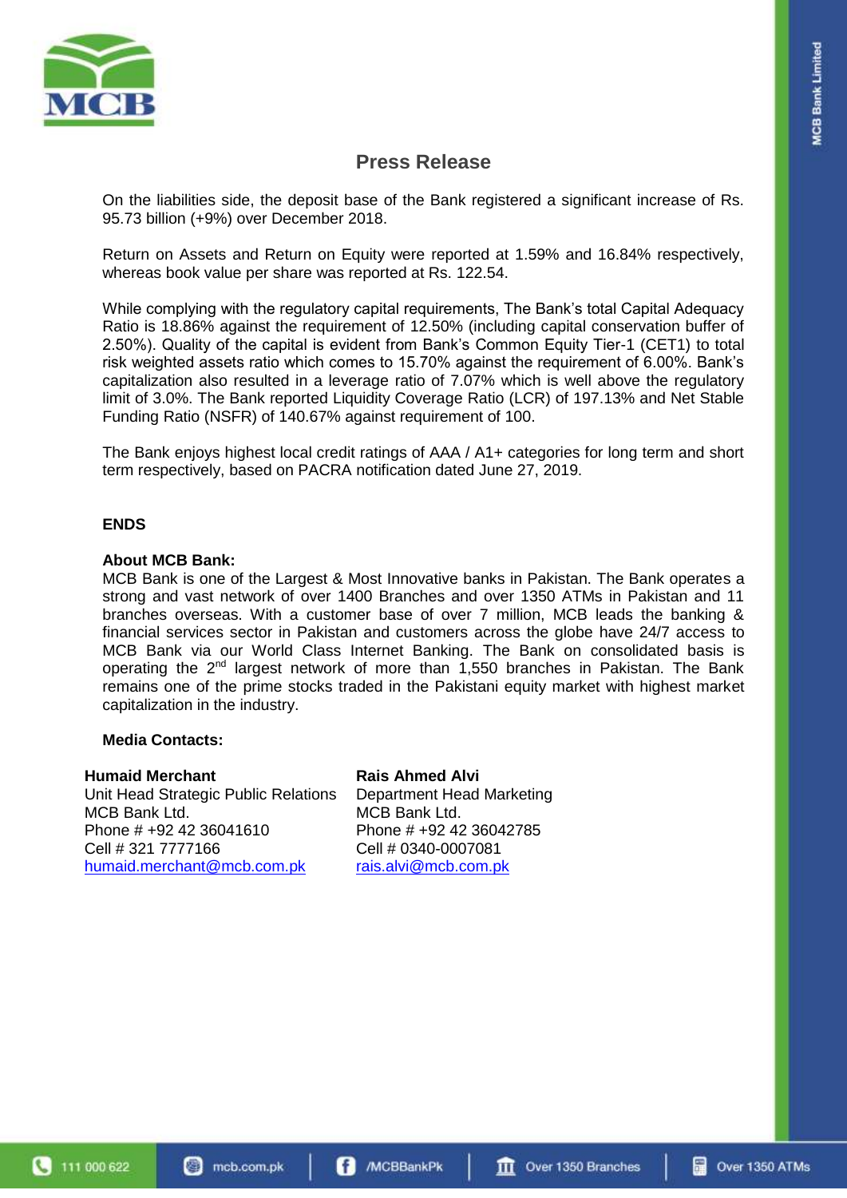## Press Release

On the liabilities side, the deposit base of the Bank registered a significant increase of Rs. 95.73 billion (+9%) over December 2018.

Return on Assets and Return on Equity were reported at 1.59% and 16.84% respectively, whereas book value per share was reported at Rs. 122.54.

While complying with the regulatory capital requirements, The Bank's total Capital Adequacy Ratio is 18.86% against the requirement of 12.50% (including capital conservation buffer of 2.50%). Quality of the capital is evident from Bank's Common Equity Tier-1 (CET1) to total risk weighted assets ratio which comes to 15.70% against the requirement of 6.00%. Bank's capitalization also resulted in a leverage ratio of 7.07% which is well above the regulatory limit of 3.0%. The Bank reported Liquidity Coverage Ratio (LCR) of 197.13% and Net Stable Funding Ratio (NSFR) of 140.67% against requirement of 100.

The Bank enjoys highest local credit ratings of AAA / A1+ categories for long term and short term respectively, based on PACRA notification dated June 27, 2019.

**ENDS**

**About MCB Bank:**
MCB Bank is one of the Largest & Most Innovative banks in Pakistan. The Bank operates a strong and vast network of over 1400 Branches and over 1350 ATMs in Pakistan and 11 branches overseas. With a customer base of over 7 million, MCB leads the banking & financial services sector in Pakistan and customers across the globe have 24/7 access to MCB Bank via our World Class Internet Banking. The Bank on consolidated basis is operating the 2nd largest network of more than 1,550 branches in Pakistan. The Bank remains one of the prime stocks traded in the Pakistani equity market with highest market capitalization in the industry.

**Media Contacts:**

**Humaid Merchant**
Unit Head Strategic Public Relations
MCB Bank Ltd.
Phone # +92 42 36041610
Cell # 321 7777166
humaid.merchant@mcb.com.pk

**Rais Ahmed Alvi**
Department Head Marketing
MCB Bank Ltd.
Phone # +92 42 36042785
Cell # 0340-0007081
rais.alvi@mcb.com.pk